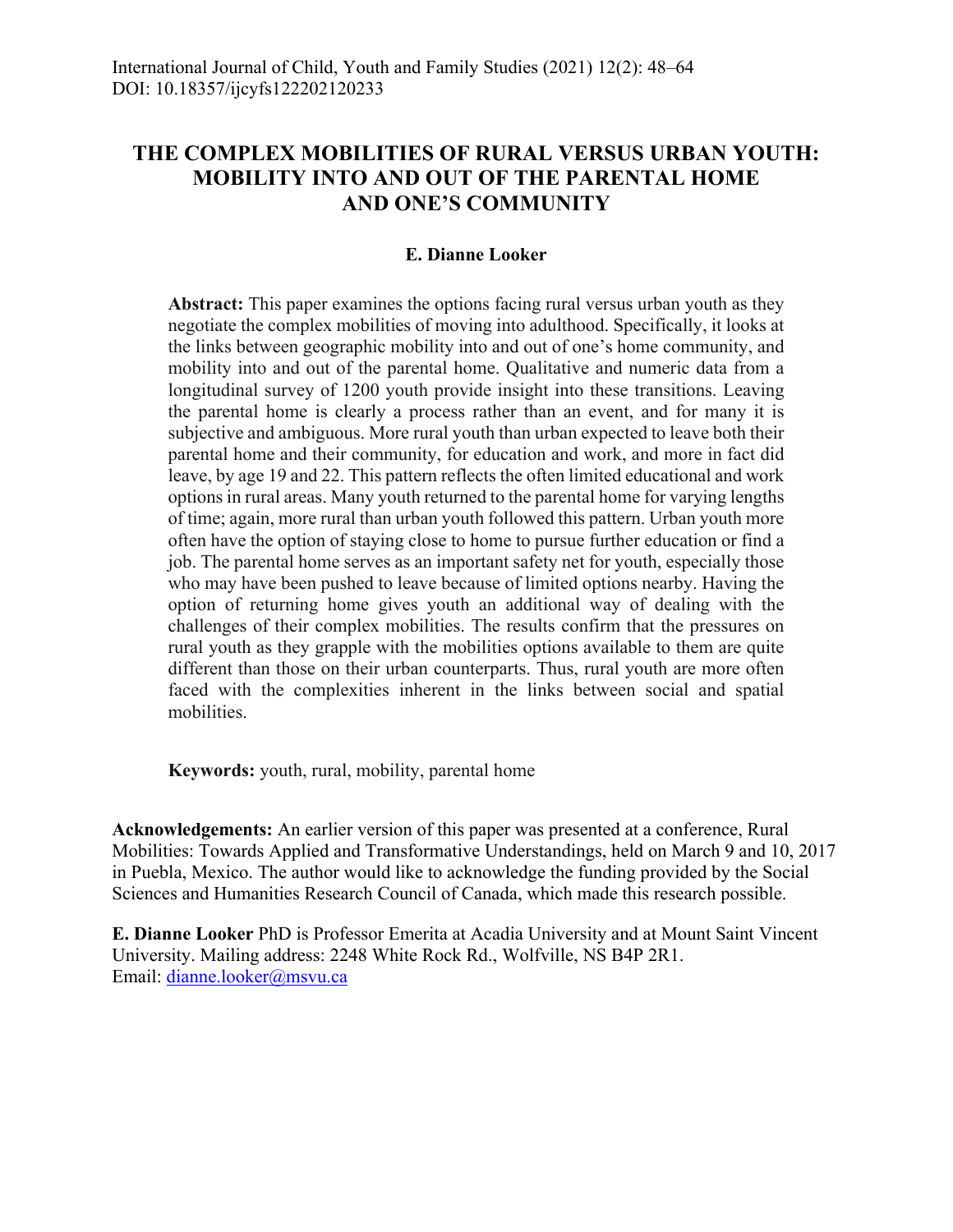International Journal of Child, Youth and Family Studies (2021) 12(2): 48–64
DOI: 10.18357/ijcyfs122202120233

# THE COMPLEX MOBILITIES OF RURAL VERSUS URBAN YOUTH: MOBILITY INTO AND OUT OF THE PARENTAL HOME AND ONE'S COMMUNITY

**E. Dianne Looker**

**Abstract:** This paper examines the options facing rural versus urban youth as they negotiate the complex mobilities of moving into adulthood. Specifically, it looks at the links between geographic mobility into and out of one's home community, and mobility into and out of the parental home. Qualitative and numeric data from a longitudinal survey of 1200 youth provide insight into these transitions. Leaving the parental home is clearly a process rather than an event, and for many it is subjective and ambiguous. More rural youth than urban expected to leave both their parental home and their community, for education and work, and more in fact did leave, by age 19 and 22. This pattern reflects the often limited educational and work options in rural areas. Many youth returned to the parental home for varying lengths of time; again, more rural than urban youth followed this pattern. Urban youth more often have the option of staying close to home to pursue further education or find a job. The parental home serves as an important safety net for youth, especially those who may have been pushed to leave because of limited options nearby. Having the option of returning home gives youth an additional way of dealing with the challenges of their complex mobilities. The results confirm that the pressures on rural youth as they grapple with the mobilities options available to them are quite different than those on their urban counterparts. Thus, rural youth are more often faced with the complexities inherent in the links between social and spatial mobilities.

**Keywords:** youth, rural, mobility, parental home

**Acknowledgements:** An earlier version of this paper was presented at a conference, Rural Mobilities: Towards Applied and Transformative Understandings, held on March 9 and 10, 2017 in Puebla, Mexico. The author would like to acknowledge the funding provided by the Social Sciences and Humanities Research Council of Canada, which made this research possible.

**E. Dianne Looker** PhD is Professor Emerita at Acadia University and at Mount Saint Vincent University. Mailing address: 2248 White Rock Rd., Wolfville, NS B4P 2R1.
Email: dianne.looker@msvu.ca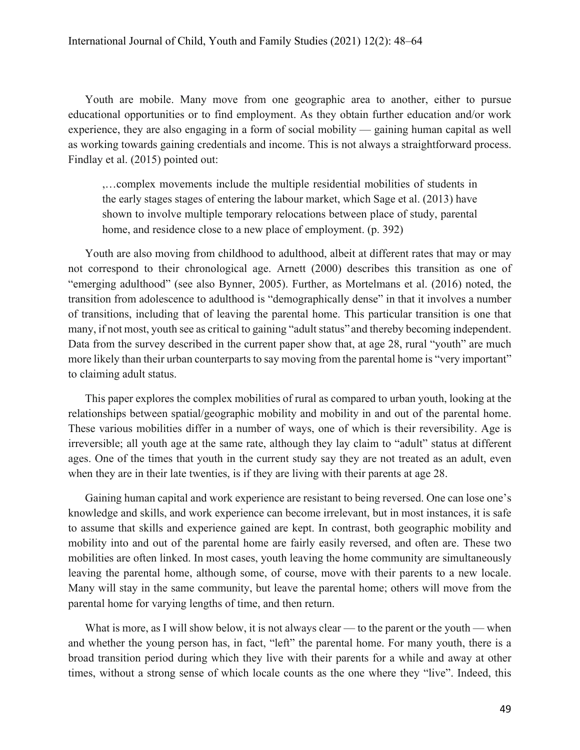Youth are mobile. Many move from one geographic area to another, either to pursue educational opportunities or to find employment. As they obtain further education and/or work experience, they are also engaging in a form of social mobility — gaining human capital as well as working towards gaining credentials and income. This is not always a straightforward process. Findlay et al. (2015) pointed out:

> ,…complex movements include the multiple residential mobilities of students in the early stages stages of entering the labour market, which Sage et al. (2013) have shown to involve multiple temporary relocations between place of study, parental home, and residence close to a new place of employment. (p. 392)

Youth are also moving from childhood to adulthood, albeit at different rates that may or may not correspond to their chronological age. Arnett (2000) describes this transition as one of "emerging adulthood" (see also Bynner, 2005). Further, as Mortelmans et al. (2016) noted, the transition from adolescence to adulthood is "demographically dense" in that it involves a number of transitions, including that of leaving the parental home. This particular transition is one that many, if not most, youth see as critical to gaining "adult status" and thereby becoming independent. Data from the survey described in the current paper show that, at age 28, rural "youth" are much more likely than their urban counterparts to say moving from the parental home is "very important" to claiming adult status.

This paper explores the complex mobilities of rural as compared to urban youth, looking at the relationships between spatial/geographic mobility and mobility in and out of the parental home. These various mobilities differ in a number of ways, one of which is their reversibility. Age is irreversible; all youth age at the same rate, although they lay claim to "adult" status at different ages. One of the times that youth in the current study say they are not treated as an adult, even when they are in their late twenties, is if they are living with their parents at age 28.

Gaining human capital and work experience are resistant to being reversed. One can lose one's knowledge and skills, and work experience can become irrelevant, but in most instances, it is safe to assume that skills and experience gained are kept. In contrast, both geographic mobility and mobility into and out of the parental home are fairly easily reversed, and often are. These two mobilities are often linked. In most cases, youth leaving the home community are simultaneously leaving the parental home, although some, of course, move with their parents to a new locale. Many will stay in the same community, but leave the parental home; others will move from the parental home for varying lengths of time, and then return.

What is more, as I will show below, it is not always clear — to the parent or the youth — when and whether the young person has, in fact, "left" the parental home. For many youth, there is a broad transition period during which they live with their parents for a while and away at other times, without a strong sense of which locale counts as the one where they "live". Indeed, this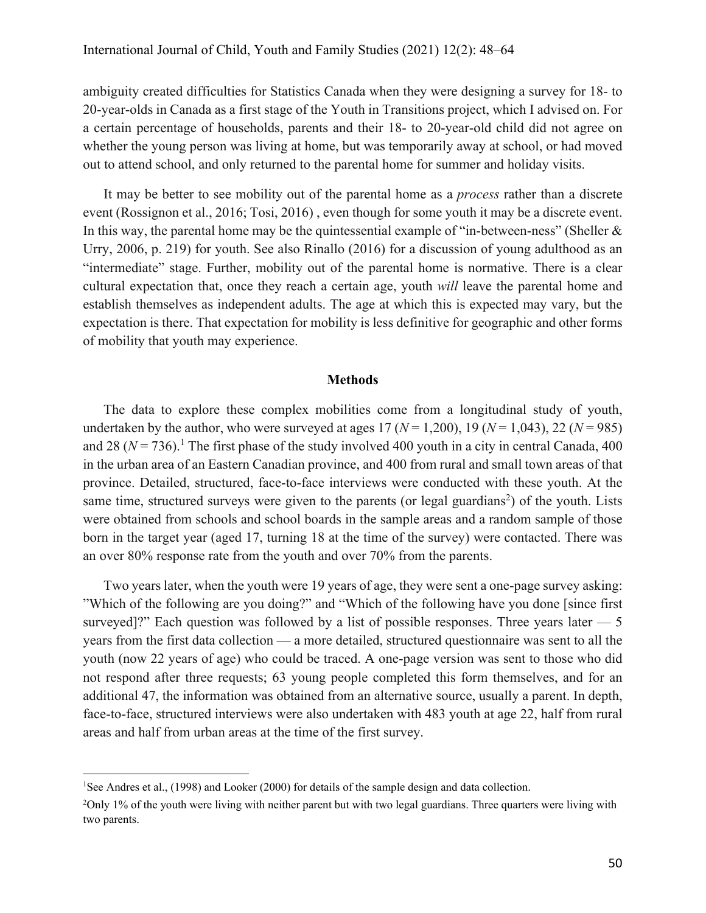ambiguity created difficulties for Statistics Canada when they were designing a survey for 18- to 20-year-olds in Canada as a first stage of the Youth in Transitions project, which I advised on. For a certain percentage of households, parents and their 18- to 20-year-old child did not agree on whether the young person was living at home, but was temporarily away at school, or had moved out to attend school, and only returned to the parental home for summer and holiday visits.

It may be better to see mobility out of the parental home as a *process* rather than a discrete event (Rossignon et al., 2016; Tosi, 2016) , even though for some youth it may be a discrete event. In this way, the parental home may be the quintessential example of "in-between-ness" (Sheller & Urry, 2006, p. 219) for youth. See also Rinallo (2016) for a discussion of young adulthood as an "intermediate" stage. Further, mobility out of the parental home is normative. There is a clear cultural expectation that, once they reach a certain age, youth *will* leave the parental home and establish themselves as independent adults. The age at which this is expected may vary, but the expectation is there. That expectation for mobility is less definitive for geographic and other forms of mobility that youth may experience.

## Methods

The data to explore these complex mobilities come from a longitudinal study of youth, undertaken by the author, who were surveyed at ages 17 (*N* = 1,200), 19 (*N* = 1,043), 22 (*N* = 985) and 28 (*N* = 736).[1] The first phase of the study involved 400 youth in a city in central Canada, 400 in the urban area of an Eastern Canadian province, and 400 from rural and small town areas of that province. Detailed, structured, face-to-face interviews were conducted with these youth. At the same time, structured surveys were given to the parents (or legal guardians[2]) of the youth. Lists were obtained from schools and school boards in the sample areas and a random sample of those born in the target year (aged 17, turning 18 at the time of the survey) were contacted. There was an over 80% response rate from the youth and over 70% from the parents.

Two years later, when the youth were 19 years of age, they were sent a one-page survey asking: "Which of the following are you doing?" and "Which of the following have you done [since first surveyed]?" Each question was followed by a list of possible responses. Three years later — 5 years from the first data collection — a more detailed, structured questionnaire was sent to all the youth (now 22 years of age) who could be traced. A one-page version was sent to those who did not respond after three requests; 63 young people completed this form themselves, and for an additional 47, the information was obtained from an alternative source, usually a parent. In depth, face-to-face, structured interviews were also undertaken with 483 youth at age 22, half from rural areas and half from urban areas at the time of the first survey.

---

[1] See Andres et al., (1998) and Looker (2000) for details of the sample design and data collection.

[2] Only 1% of the youth were living with neither parent but with two legal guardians. Three quarters were living with two parents.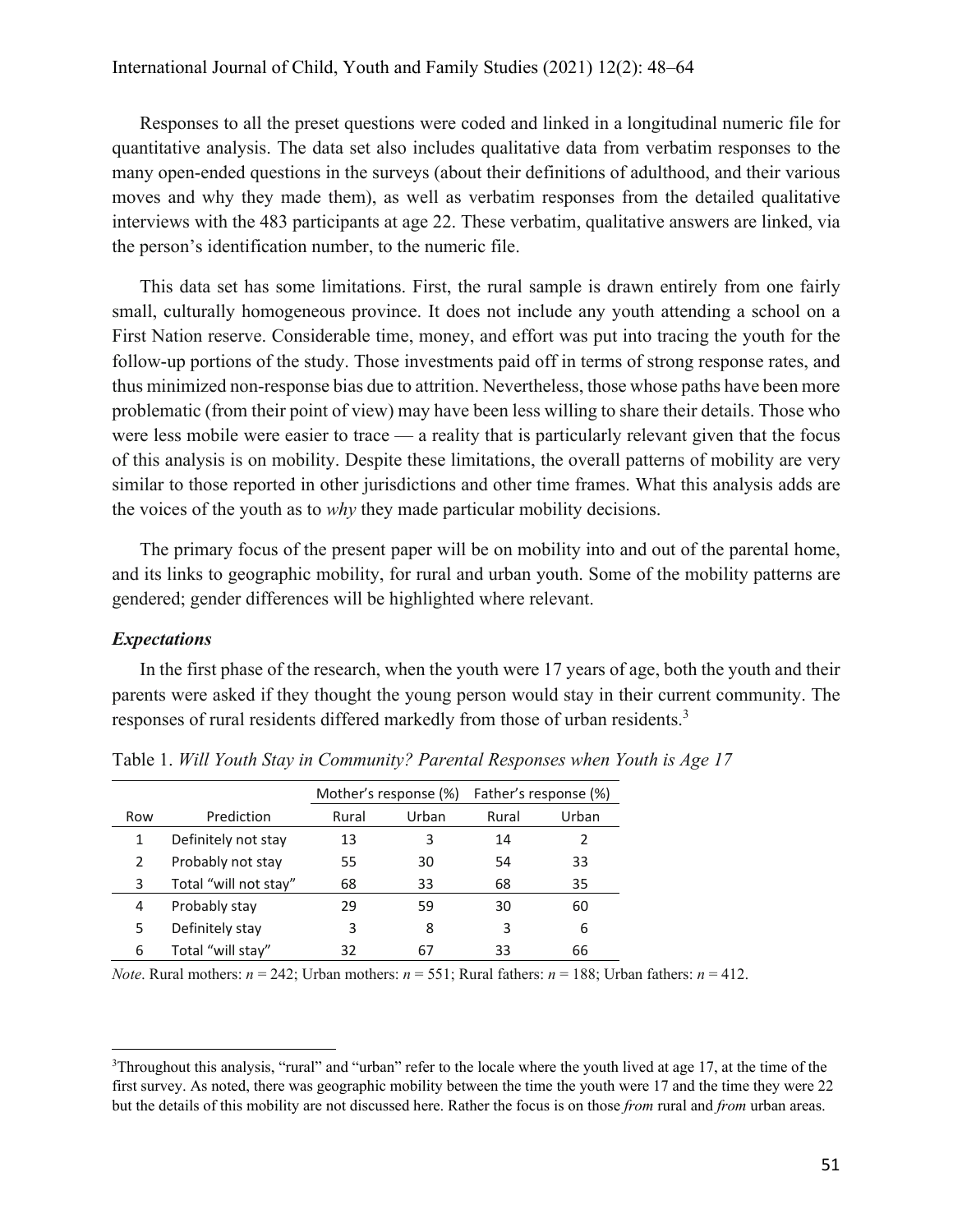Responses to all the preset questions were coded and linked in a longitudinal numeric file for quantitative analysis. The data set also includes qualitative data from verbatim responses to the many open-ended questions in the surveys (about their definitions of adulthood, and their various moves and why they made them), as well as verbatim responses from the detailed qualitative interviews with the 483 participants at age 22. These verbatim, qualitative answers are linked, via the person's identification number, to the numeric file.

This data set has some limitations. First, the rural sample is drawn entirely from one fairly small, culturally homogeneous province. It does not include any youth attending a school on a First Nation reserve. Considerable time, money, and effort was put into tracing the youth for the follow-up portions of the study. Those investments paid off in terms of strong response rates, and thus minimized non-response bias due to attrition. Nevertheless, those whose paths have been more problematic (from their point of view) may have been less willing to share their details. Those who were less mobile were easier to trace — a reality that is particularly relevant given that the focus of this analysis is on mobility. Despite these limitations, the overall patterns of mobility are very similar to those reported in other jurisdictions and other time frames. What this analysis adds are the voices of the youth as to *why* they made particular mobility decisions.

The primary focus of the present paper will be on mobility into and out of the parental home, and its links to geographic mobility, for rural and urban youth. Some of the mobility patterns are gendered; gender differences will be highlighted where relevant.

### *Expectations*

In the first phase of the research, when the youth were 17 years of age, both the youth and their parents were asked if they thought the young person would stay in their current community. The responses of rural residents differed markedly from those of urban residents.[3]

Table 1. *Will Youth Stay in Community? Parental Responses when Youth is Age 17*

| | | Mother's response (%) | | Father's response (%) | |
|---|---|---|---|---|---|
| Row | Prediction | Rural | Urban | Rural | Urban |
| 1 | Definitely not stay | 13 | 3 | 14 | 2 |
| 2 | Probably not stay | 55 | 30 | 54 | 33 |
| 3 | Total "will not stay" | 68 | 33 | 68 | 35 |
| 4 | Probably stay | 29 | 59 | 30 | 60 |
| 5 | Definitely stay | 3 | 8 | 3 | 6 |
| 6 | Total "will stay" | 32 | 67 | 33 | 66 |

*Note*. Rural mothers: $n$ = 242; Urban mothers: $n$ = 551; Rural fathers: $n$ = 188; Urban fathers: $n$ = 412.

[3]Throughout this analysis, "rural" and "urban" refer to the locale where the youth lived at age 17, at the time of the first survey. As noted, there was geographic mobility between the time the youth were 17 and the time they were 22 but the details of this mobility are not discussed here. Rather the focus is on those *from* rural and *from* urban areas.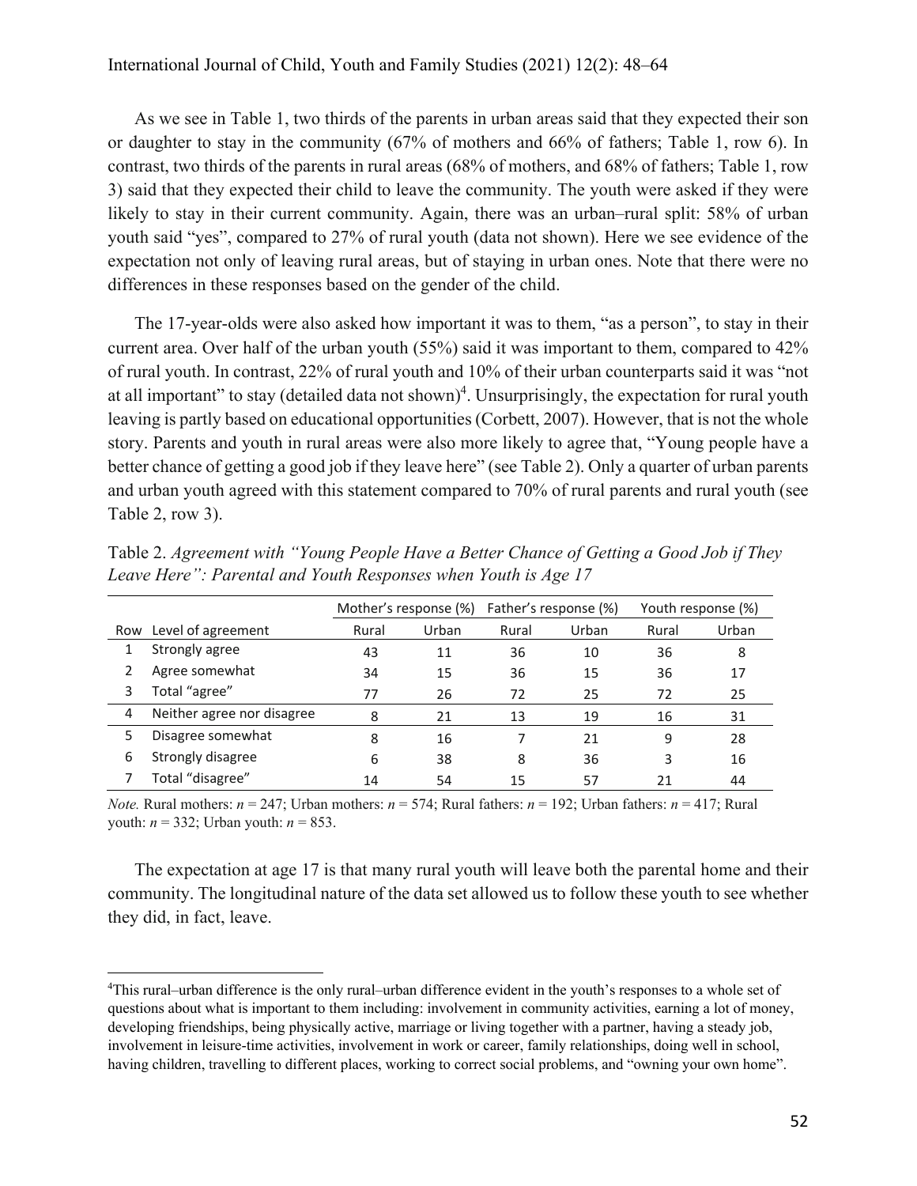As we see in Table 1, two thirds of the parents in urban areas said that they expected their son or daughter to stay in the community (67% of mothers and 66% of fathers; Table 1, row 6). In contrast, two thirds of the parents in rural areas (68% of mothers, and 68% of fathers; Table 1, row 3) said that they expected their child to leave the community. The youth were asked if they were likely to stay in their current community. Again, there was an urban–rural split: 58% of urban youth said "yes", compared to 27% of rural youth (data not shown). Here we see evidence of the expectation not only of leaving rural areas, but of staying in urban ones. Note that there were no differences in these responses based on the gender of the child.

The 17-year-olds were also asked how important it was to them, "as a person", to stay in their current area. Over half of the urban youth (55%) said it was important to them, compared to 42% of rural youth. In contrast, 22% of rural youth and 10% of their urban counterparts said it was "not at all important" to stay (detailed data not shown)[4]. Unsurprisingly, the expectation for rural youth leaving is partly based on educational opportunities (Corbett, 2007). However, that is not the whole story. Parents and youth in rural areas were also more likely to agree that, "Young people have a better chance of getting a good job if they leave here" (see Table 2). Only a quarter of urban parents and urban youth agreed with this statement compared to 70% of rural parents and rural youth (see Table 2, row 3).

Table 2. *Agreement with "Young People Have a Better Chance of Getting a Good Job if They Leave Here": Parental and Youth Responses when Youth is Age 17*

| | | Mother's response (%) | | Father's response (%) | | Youth response (%) | |
|---|---|---|---|---|---|---|---|
| Row | Level of agreement | Rural | Urban | Rural | Urban | Rural | Urban |
| 1 | Strongly agree | 43 | 11 | 36 | 10 | 36 | 8 |
| 2 | Agree somewhat | 34 | 15 | 36 | 15 | 36 | 17 |
| 3 | Total "agree" | 77 | 26 | 72 | 25 | 72 | 25 |
| 4 | Neither agree nor disagree | 8 | 21 | 13 | 19 | 16 | 31 |
| 5 | Disagree somewhat | 8 | 16 | 7 | 21 | 9 | 28 |
| 6 | Strongly disagree | 6 | 38 | 8 | 36 | 3 | 16 |
| 7 | Total "disagree" | 14 | 54 | 15 | 57 | 21 | 44 |

*Note.* Rural mothers: $n = 247$; Urban mothers: $n = 574$; Rural fathers: $n = 192$; Urban fathers: $n = 417$; Rural youth: $n = 332$; Urban youth: $n = 853$.

The expectation at age 17 is that many rural youth will leave both the parental home and their community. The longitudinal nature of the data set allowed us to follow these youth to see whether they did, in fact, leave.

[4]This rural–urban difference is the only rural–urban difference evident in the youth's responses to a whole set of questions about what is important to them including: involvement in community activities, earning a lot of money, developing friendships, being physically active, marriage or living together with a partner, having a steady job, involvement in leisure-time activities, involvement in work or career, family relationships, doing well in school, having children, travelling to different places, working to correct social problems, and "owning your own home".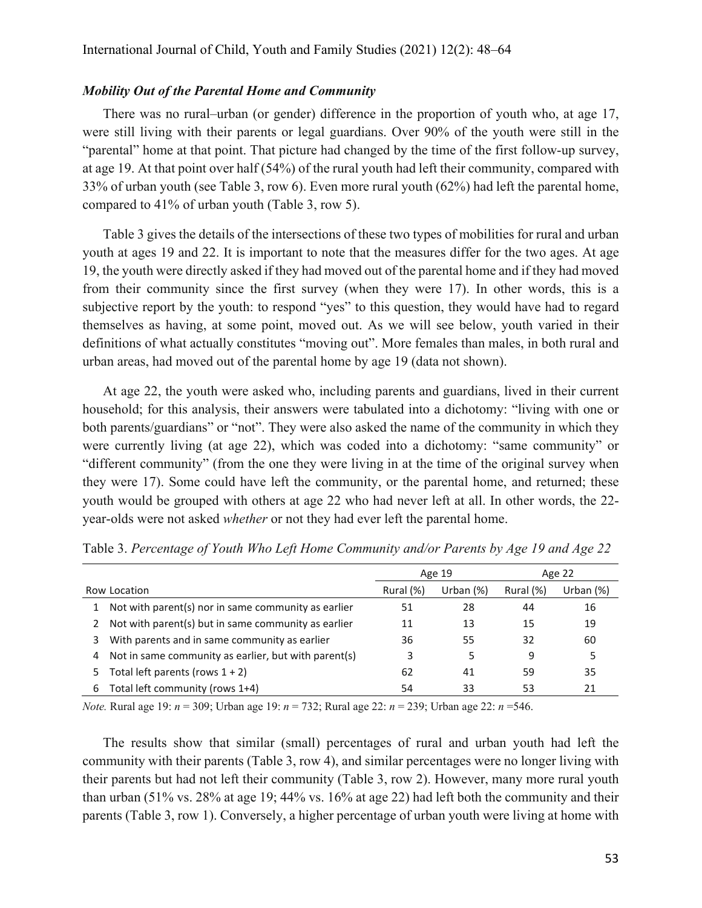### *Mobility Out of the Parental Home and Community*

There was no rural–urban (or gender) difference in the proportion of youth who, at age 17, were still living with their parents or legal guardians. Over 90% of the youth were still in the "parental" home at that point. That picture had changed by the time of the first follow-up survey, at age 19. At that point over half (54%) of the rural youth had left their community, compared with 33% of urban youth (see Table 3, row 6). Even more rural youth (62%) had left the parental home, compared to 41% of urban youth (Table 3, row 5).

Table 3 gives the details of the intersections of these two types of mobilities for rural and urban youth at ages 19 and 22. It is important to note that the measures differ for the two ages. At age 19, the youth were directly asked if they had moved out of the parental home and if they had moved from their community since the first survey (when they were 17). In other words, this is a subjective report by the youth: to respond "yes" to this question, they would have had to regard themselves as having, at some point, moved out. As we will see below, youth varied in their definitions of what actually constitutes "moving out". More females than males, in both rural and urban areas, had moved out of the parental home by age 19 (data not shown).

At age 22, the youth were asked who, including parents and guardians, lived in their current household; for this analysis, their answers were tabulated into a dichotomy: "living with one or both parents/guardians" or "not". They were also asked the name of the community in which they were currently living (at age 22), which was coded into a dichotomy: "same community" or "different community" (from the one they were living in at the time of the original survey when they were 17). Some could have left the community, or the parental home, and returned; these youth would be grouped with others at age 22 who had never left at all. In other words, the 22-year-olds were not asked *whether* or not they had ever left the parental home.

Table 3. *Percentage of Youth Who Left Home Community and/or Parents by Age 19 and Age 22*

| | | Age 19 | | Age 22 | |
|---|---|---|---|---|---|
| Row | Location | Rural (%) | Urban (%) | Rural (%) | Urban (%) |
| 1 | Not with parent(s) nor in same community as earlier | 51 | 28 | 44 | 16 |
| 2 | Not with parent(s) but in same community as earlier | 11 | 13 | 15 | 19 |
| 3 | With parents and in same community as earlier | 36 | 55 | 32 | 60 |
| 4 | Not in same community as earlier, but with parent(s) | 3 | 5 | 9 | 5 |
| 5 | Total left parents (rows 1 + 2) | 62 | 41 | 59 | 35 |
| 6 | Total left community (rows 1+4) | 54 | 33 | 53 | 21 |

*Note.* Rural age 19: $n = 309$; Urban age 19: $n = 732$; Rural age 22: $n = 239$; Urban age 22: $n = 546$.

The results show that similar (small) percentages of rural and urban youth had left the community with their parents (Table 3, row 4), and similar percentages were no longer living with their parents but had not left their community (Table 3, row 2). However, many more rural youth than urban (51% vs. 28% at age 19; 44% vs. 16% at age 22) had left both the community and their parents (Table 3, row 1). Conversely, a higher percentage of urban youth were living at home with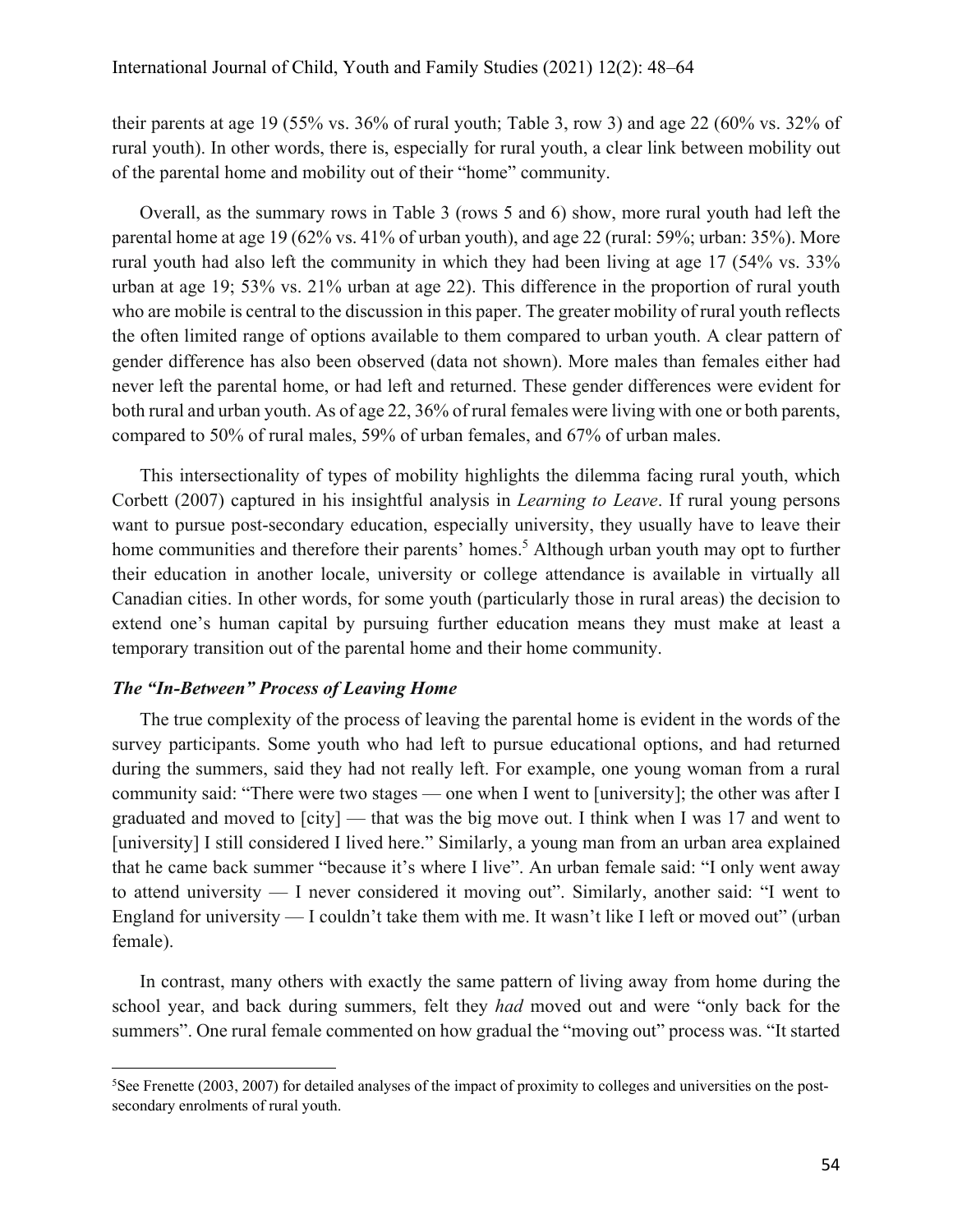their parents at age 19 (55% vs. 36% of rural youth; Table 3, row 3) and age 22 (60% vs. 32% of rural youth). In other words, there is, especially for rural youth, a clear link between mobility out of the parental home and mobility out of their "home" community.

Overall, as the summary rows in Table 3 (rows 5 and 6) show, more rural youth had left the parental home at age 19 (62% vs. 41% of urban youth), and age 22 (rural: 59%; urban: 35%). More rural youth had also left the community in which they had been living at age 17 (54% vs. 33% urban at age 19; 53% vs. 21% urban at age 22). This difference in the proportion of rural youth who are mobile is central to the discussion in this paper. The greater mobility of rural youth reflects the often limited range of options available to them compared to urban youth. A clear pattern of gender difference has also been observed (data not shown). More males than females either had never left the parental home, or had left and returned. These gender differences were evident for both rural and urban youth. As of age 22, 36% of rural females were living with one or both parents, compared to 50% of rural males, 59% of urban females, and 67% of urban males.

This intersectionality of types of mobility highlights the dilemma facing rural youth, which Corbett (2007) captured in his insightful analysis in *Learning to Leave*. If rural young persons want to pursue post-secondary education, especially university, they usually have to leave their home communities and therefore their parents' homes.[5] Although urban youth may opt to further their education in another locale, university or college attendance is available in virtually all Canadian cities. In other words, for some youth (particularly those in rural areas) the decision to extend one's human capital by pursuing further education means they must make at least a temporary transition out of the parental home and their home community.

### *The "In-Between" Process of Leaving Home*

The true complexity of the process of leaving the parental home is evident in the words of the survey participants. Some youth who had left to pursue educational options, and had returned during the summers, said they had not really left. For example, one young woman from a rural community said: "There were two stages — one when I went to [university]; the other was after I graduated and moved to [city] — that was the big move out. I think when I was 17 and went to [university] I still considered I lived here." Similarly, a young man from an urban area explained that he came back summer "because it's where I live". An urban female said: "I only went away to attend university — I never considered it moving out". Similarly, another said: "I went to England for university — I couldn't take them with me. It wasn't like I left or moved out" (urban female).

In contrast, many others with exactly the same pattern of living away from home during the school year, and back during summers, felt they *had* moved out and were "only back for the summers". One rural female commented on how gradual the "moving out" process was. "It started

[5] See Frenette (2003, 2007) for detailed analyses of the impact of proximity to colleges and universities on the post-secondary enrolments of rural youth.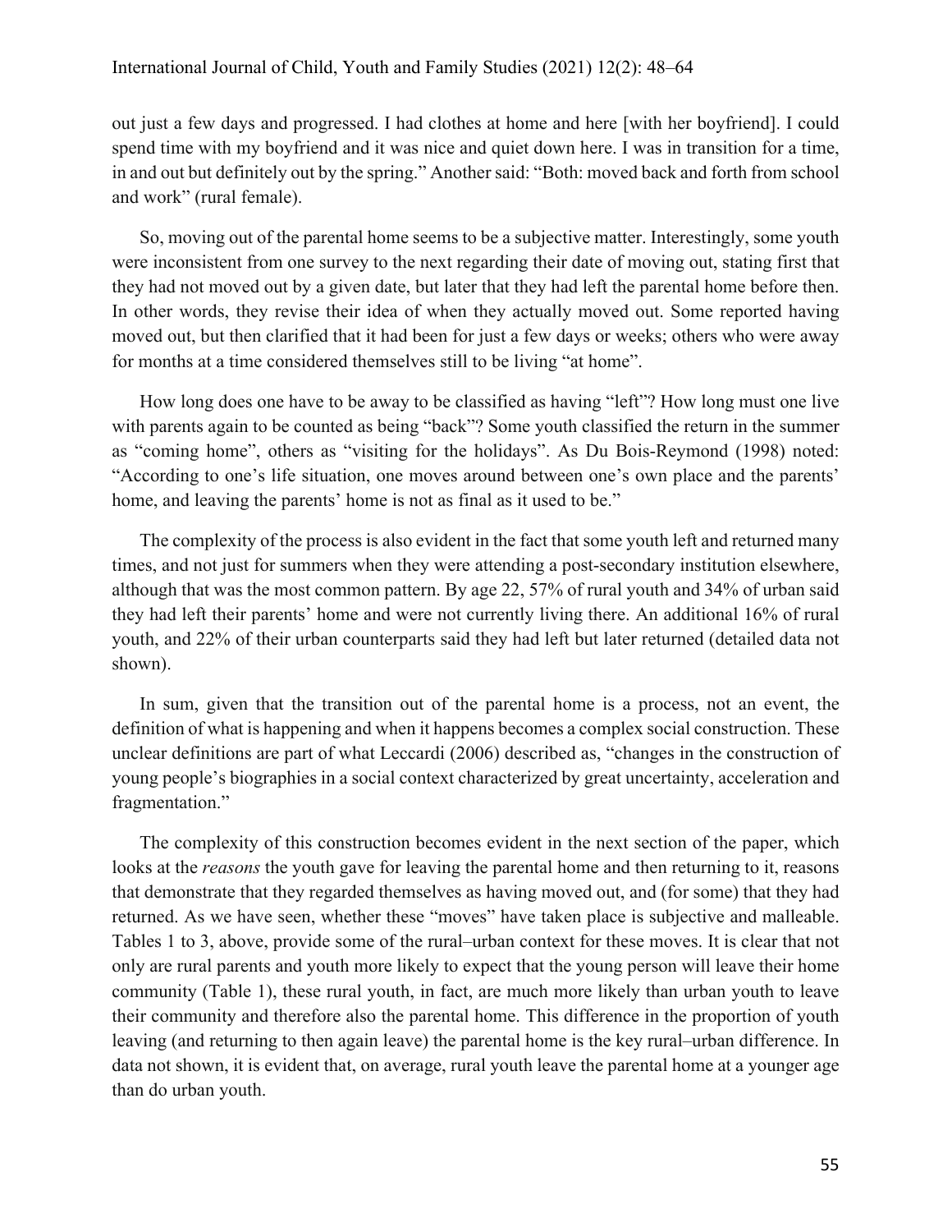out just a few days and progressed. I had clothes at home and here [with her boyfriend]. I could spend time with my boyfriend and it was nice and quiet down here. I was in transition for a time, in and out but definitely out by the spring." Another said: "Both: moved back and forth from school and work" (rural female).

So, moving out of the parental home seems to be a subjective matter. Interestingly, some youth were inconsistent from one survey to the next regarding their date of moving out, stating first that they had not moved out by a given date, but later that they had left the parental home before then. In other words, they revise their idea of when they actually moved out. Some reported having moved out, but then clarified that it had been for just a few days or weeks; others who were away for months at a time considered themselves still to be living "at home".

How long does one have to be away to be classified as having "left"? How long must one live with parents again to be counted as being "back"? Some youth classified the return in the summer as "coming home", others as "visiting for the holidays". As Du Bois-Reymond (1998) noted: "According to one's life situation, one moves around between one's own place and the parents' home, and leaving the parents' home is not as final as it used to be."

The complexity of the process is also evident in the fact that some youth left and returned many times, and not just for summers when they were attending a post-secondary institution elsewhere, although that was the most common pattern. By age 22, 57% of rural youth and 34% of urban said they had left their parents' home and were not currently living there. An additional 16% of rural youth, and 22% of their urban counterparts said they had left but later returned (detailed data not shown).

In sum, given that the transition out of the parental home is a process, not an event, the definition of what is happening and when it happens becomes a complex social construction. These unclear definitions are part of what Leccardi (2006) described as, "changes in the construction of young people's biographies in a social context characterized by great uncertainty, acceleration and fragmentation."

The complexity of this construction becomes evident in the next section of the paper, which looks at the *reasons* the youth gave for leaving the parental home and then returning to it, reasons that demonstrate that they regarded themselves as having moved out, and (for some) that they had returned. As we have seen, whether these "moves" have taken place is subjective and malleable. Tables 1 to 3, above, provide some of the rural–urban context for these moves. It is clear that not only are rural parents and youth more likely to expect that the young person will leave their home community (Table 1), these rural youth, in fact, are much more likely than urban youth to leave their community and therefore also the parental home. This difference in the proportion of youth leaving (and returning to then again leave) the parental home is the key rural–urban difference. In data not shown, it is evident that, on average, rural youth leave the parental home at a younger age than do urban youth.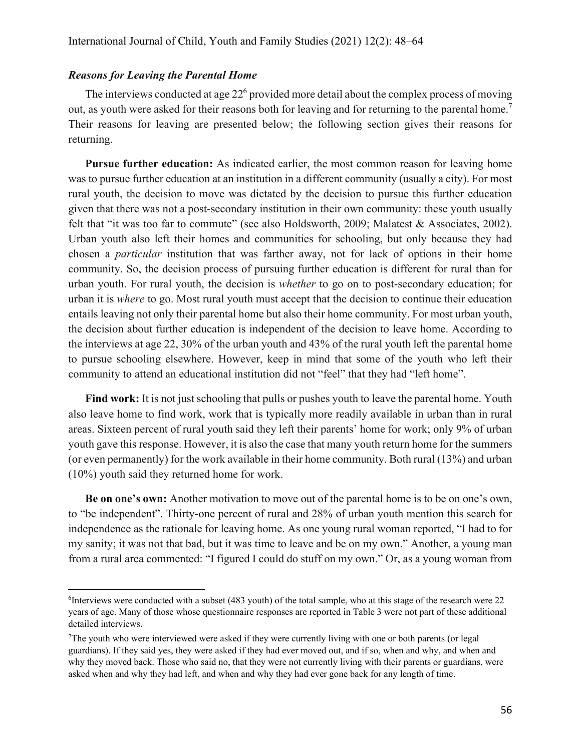### *Reasons for Leaving the Parental Home*

The interviews conducted at age 22[6] provided more detail about the complex process of moving out, as youth were asked for their reasons both for leaving and for returning to the parental home.[7] Their reasons for leaving are presented below; the following section gives their reasons for returning.

**Pursue further education:** As indicated earlier, the most common reason for leaving home was to pursue further education at an institution in a different community (usually a city). For most rural youth, the decision to move was dictated by the decision to pursue this further education given that there was not a post-secondary institution in their own community: these youth usually felt that "it was too far to commute" (see also Holdsworth, 2009; Malatest & Associates, 2002). Urban youth also left their homes and communities for schooling, but only because they had chosen a *particular* institution that was farther away, not for lack of options in their home community. So, the decision process of pursuing further education is different for rural than for urban youth. For rural youth, the decision is *whether* to go on to post-secondary education; for urban it is *where* to go. Most rural youth must accept that the decision to continue their education entails leaving not only their parental home but also their home community. For most urban youth, the decision about further education is independent of the decision to leave home. According to the interviews at age 22, 30% of the urban youth and 43% of the rural youth left the parental home to pursue schooling elsewhere. However, keep in mind that some of the youth who left their community to attend an educational institution did not "feel" that they had "left home".

**Find work:** It is not just schooling that pulls or pushes youth to leave the parental home. Youth also leave home to find work, work that is typically more readily available in urban than in rural areas. Sixteen percent of rural youth said they left their parents' home for work; only 9% of urban youth gave this response. However, it is also the case that many youth return home for the summers (or even permanently) for the work available in their home community. Both rural (13%) and urban (10%) youth said they returned home for work.

**Be on one's own:** Another motivation to move out of the parental home is to be on one's own, to "be independent". Thirty-one percent of rural and 28% of urban youth mention this search for independence as the rationale for leaving home. As one young rural woman reported, "I had to for my sanity; it was not that bad, but it was time to leave and be on my own." Another, a young man from a rural area commented: "I figured I could do stuff on my own." Or, as a young woman from

---

[6]Interviews were conducted with a subset (483 youth) of the total sample, who at this stage of the research were 22 years of age. Many of those whose questionnaire responses are reported in Table 3 were not part of these additional detailed interviews.

[7]The youth who were interviewed were asked if they were currently living with one or both parents (or legal guardians). If they said yes, they were asked if they had ever moved out, and if so, when and why, and when and why they moved back. Those who said no, that they were not currently living with their parents or guardians, were asked when and why they had left, and when and why they had ever gone back for any length of time.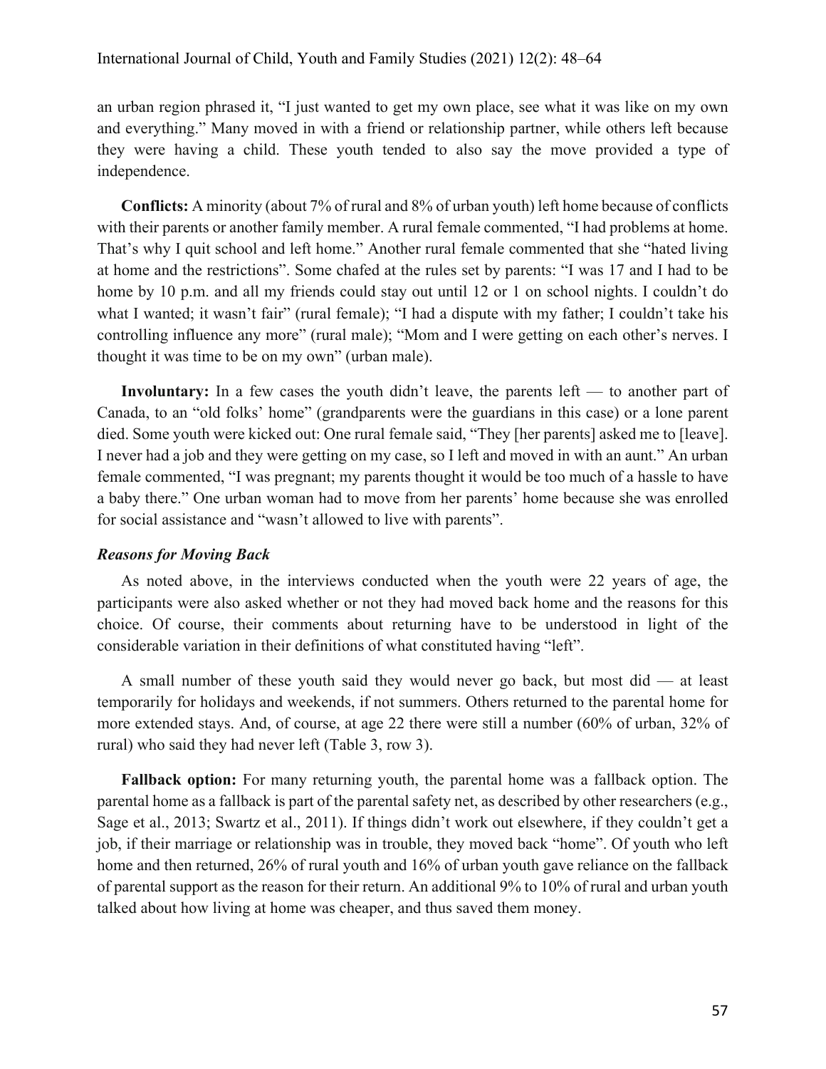an urban region phrased it, “I just wanted to get my own place, see what it was like on my own and everything.” Many moved in with a friend or relationship partner, while others left because they were having a child. These youth tended to also say the move provided a type of independence.

**Conflicts:** A minority (about 7% of rural and 8% of urban youth) left home because of conflicts with their parents or another family member. A rural female commented, “I had problems at home. That’s why I quit school and left home.” Another rural female commented that she “hated living at home and the restrictions”. Some chafed at the rules set by parents: “I was 17 and I had to be home by 10 p.m. and all my friends could stay out until 12 or 1 on school nights. I couldn’t do what I wanted; it wasn’t fair” (rural female); “I had a dispute with my father; I couldn’t take his controlling influence any more” (rural male); “Mom and I were getting on each other’s nerves. I thought it was time to be on my own” (urban male).

**Involuntary:** In a few cases the youth didn’t leave, the parents left — to another part of Canada, to an “old folks’ home” (grandparents were the guardians in this case) or a lone parent died. Some youth were kicked out: One rural female said, “They [her parents] asked me to [leave]. I never had a job and they were getting on my case, so I left and moved in with an aunt.” An urban female commented, “I was pregnant; my parents thought it would be too much of a hassle to have a baby there.” One urban woman had to move from her parents’ home because she was enrolled for social assistance and “wasn’t allowed to live with parents”.

### *Reasons for Moving Back*

As noted above, in the interviews conducted when the youth were 22 years of age, the participants were also asked whether or not they had moved back home and the reasons for this choice. Of course, their comments about returning have to be understood in light of the considerable variation in their definitions of what constituted having “left”.

A small number of these youth said they would never go back, but most did — at least temporarily for holidays and weekends, if not summers. Others returned to the parental home for more extended stays. And, of course, at age 22 there were still a number (60% of urban, 32% of rural) who said they had never left (Table 3, row 3).

**Fallback option:** For many returning youth, the parental home was a fallback option. The parental home as a fallback is part of the parental safety net, as described by other researchers (e.g., Sage et al., 2013; Swartz et al., 2011). If things didn’t work out elsewhere, if they couldn’t get a job, if their marriage or relationship was in trouble, they moved back “home”. Of youth who left home and then returned, 26% of rural youth and 16% of urban youth gave reliance on the fallback of parental support as the reason for their return. An additional 9% to 10% of rural and urban youth talked about how living at home was cheaper, and thus saved them money.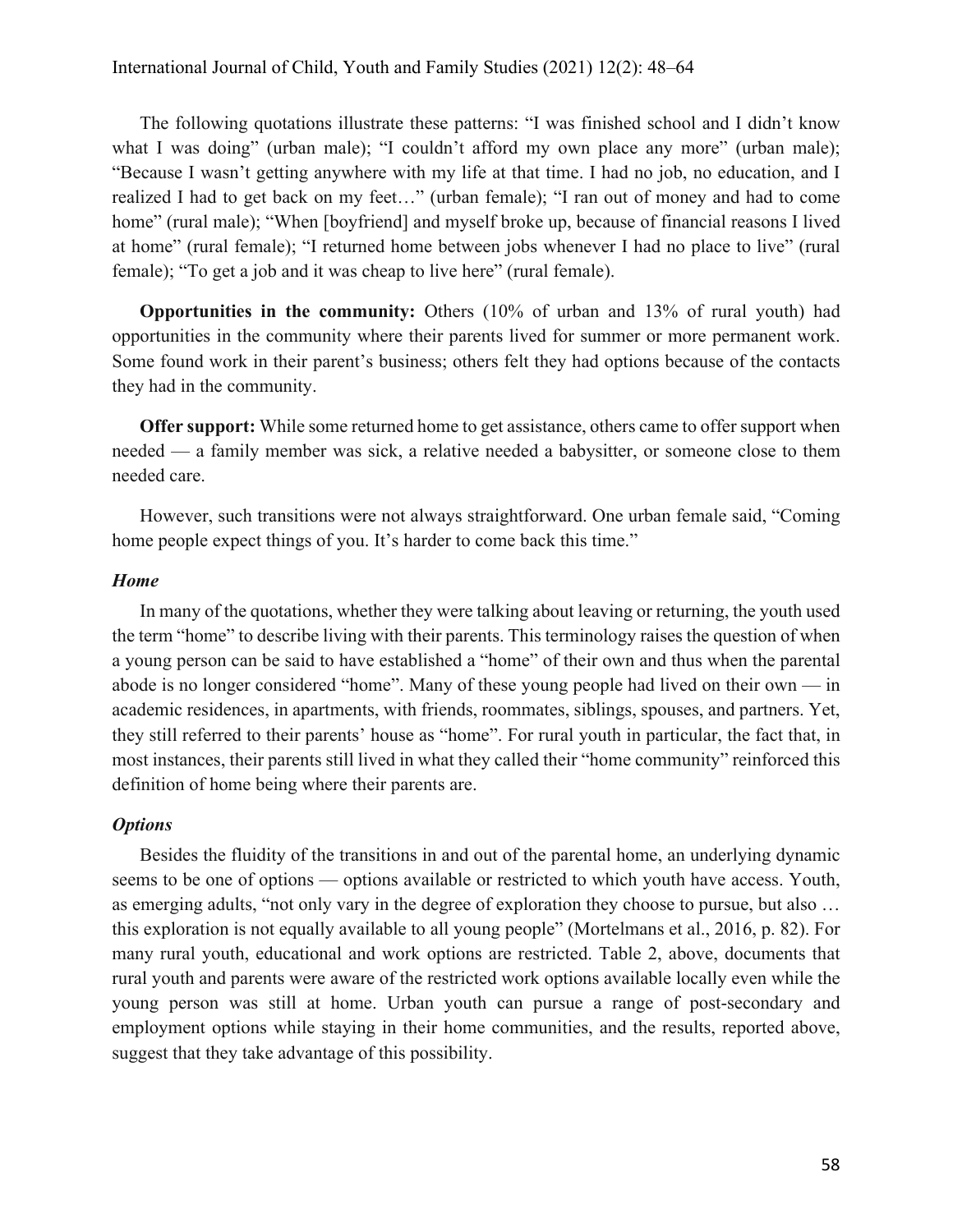The following quotations illustrate these patterns: "I was finished school and I didn't know what I was doing" (urban male); "I couldn't afford my own place any more" (urban male); "Because I wasn't getting anywhere with my life at that time. I had no job, no education, and I realized I had to get back on my feet…" (urban female); "I ran out of money and had to come home" (rural male); "When [boyfriend] and myself broke up, because of financial reasons I lived at home" (rural female); "I returned home between jobs whenever I had no place to live" (rural female); "To get a job and it was cheap to live here" (rural female).

**Opportunities in the community:** Others (10% of urban and 13% of rural youth) had opportunities in the community where their parents lived for summer or more permanent work. Some found work in their parent's business; others felt they had options because of the contacts they had in the community.

**Offer support:** While some returned home to get assistance, others came to offer support when needed — a family member was sick, a relative needed a babysitter, or someone close to them needed care.

However, such transitions were not always straightforward. One urban female said, "Coming home people expect things of you. It's harder to come back this time."

### *Home*

In many of the quotations, whether they were talking about leaving or returning, the youth used the term "home" to describe living with their parents. This terminology raises the question of when a young person can be said to have established a "home" of their own and thus when the parental abode is no longer considered "home". Many of these young people had lived on their own — in academic residences, in apartments, with friends, roommates, siblings, spouses, and partners. Yet, they still referred to their parents' house as "home". For rural youth in particular, the fact that, in most instances, their parents still lived in what they called their "home community" reinforced this definition of home being where their parents are.

### *Options*

Besides the fluidity of the transitions in and out of the parental home, an underlying dynamic seems to be one of options — options available or restricted to which youth have access. Youth, as emerging adults, "not only vary in the degree of exploration they choose to pursue, but also … this exploration is not equally available to all young people" (Mortelmans et al., 2016, p. 82). For many rural youth, educational and work options are restricted. Table 2, above, documents that rural youth and parents were aware of the restricted work options available locally even while the young person was still at home. Urban youth can pursue a range of post-secondary and employment options while staying in their home communities, and the results, reported above, suggest that they take advantage of this possibility.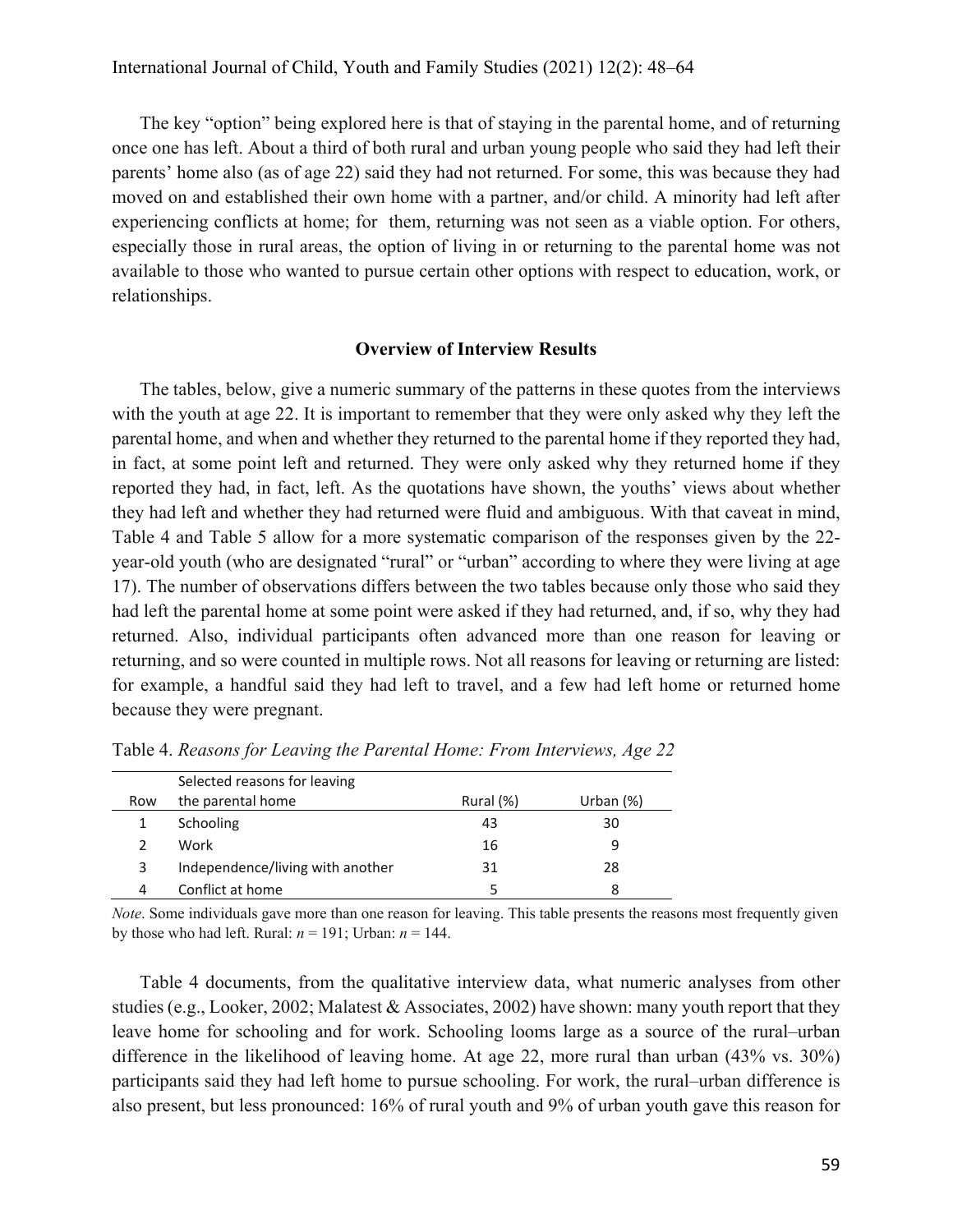The key "option" being explored here is that of staying in the parental home, and of returning once one has left. About a third of both rural and urban young people who said they had left their parents' home also (as of age 22) said they had not returned. For some, this was because they had moved on and established their own home with a partner, and/or child. A minority had left after experiencing conflicts at home; for them, returning was not seen as a viable option. For others, especially those in rural areas, the option of living in or returning to the parental home was not available to those who wanted to pursue certain other options with respect to education, work, or relationships.

## Overview of Interview Results

The tables, below, give a numeric summary of the patterns in these quotes from the interviews with the youth at age 22. It is important to remember that they were only asked why they left the parental home, and when and whether they returned to the parental home if they reported they had, in fact, at some point left and returned. They were only asked why they returned home if they reported they had, in fact, left. As the quotations have shown, the youths' views about whether they had left and whether they had returned were fluid and ambiguous. With that caveat in mind, Table 4 and Table 5 allow for a more systematic comparison of the responses given by the 22-year-old youth (who are designated "rural" or "urban" according to where they were living at age 17). The number of observations differs between the two tables because only those who said they had left the parental home at some point were asked if they had returned, and, if so, why they had returned. Also, individual participants often advanced more than one reason for leaving or returning, and so were counted in multiple rows. Not all reasons for leaving or returning are listed: for example, a handful said they had left to travel, and a few had left home or returned home because they were pregnant.

Table 4. *Reasons for Leaving the Parental Home: From Interviews, Age 22*

| Row | Selected reasons for leaving the parental home | Rural (%) | Urban (%) |
|---|---|---|---|
| 1 | Schooling | 43 | 30 |
| 2 | Work | 16 | 9 |
| 3 | Independence/living with another | 31 | 28 |
| 4 | Conflict at home | 5 | 8 |

*Note*. Some individuals gave more than one reason for leaving. This table presents the reasons most frequently given by those who had left. Rural: $n = 191$; Urban: $n = 144$.

Table 4 documents, from the qualitative interview data, what numeric analyses from other studies (e.g., Looker, 2002; Malatest & Associates, 2002) have shown: many youth report that they leave home for schooling and for work. Schooling looms large as a source of the rural–urban difference in the likelihood of leaving home. At age 22, more rural than urban (43% vs. 30%) participants said they had left home to pursue schooling. For work, the rural–urban difference is also present, but less pronounced: 16% of rural youth and 9% of urban youth gave this reason for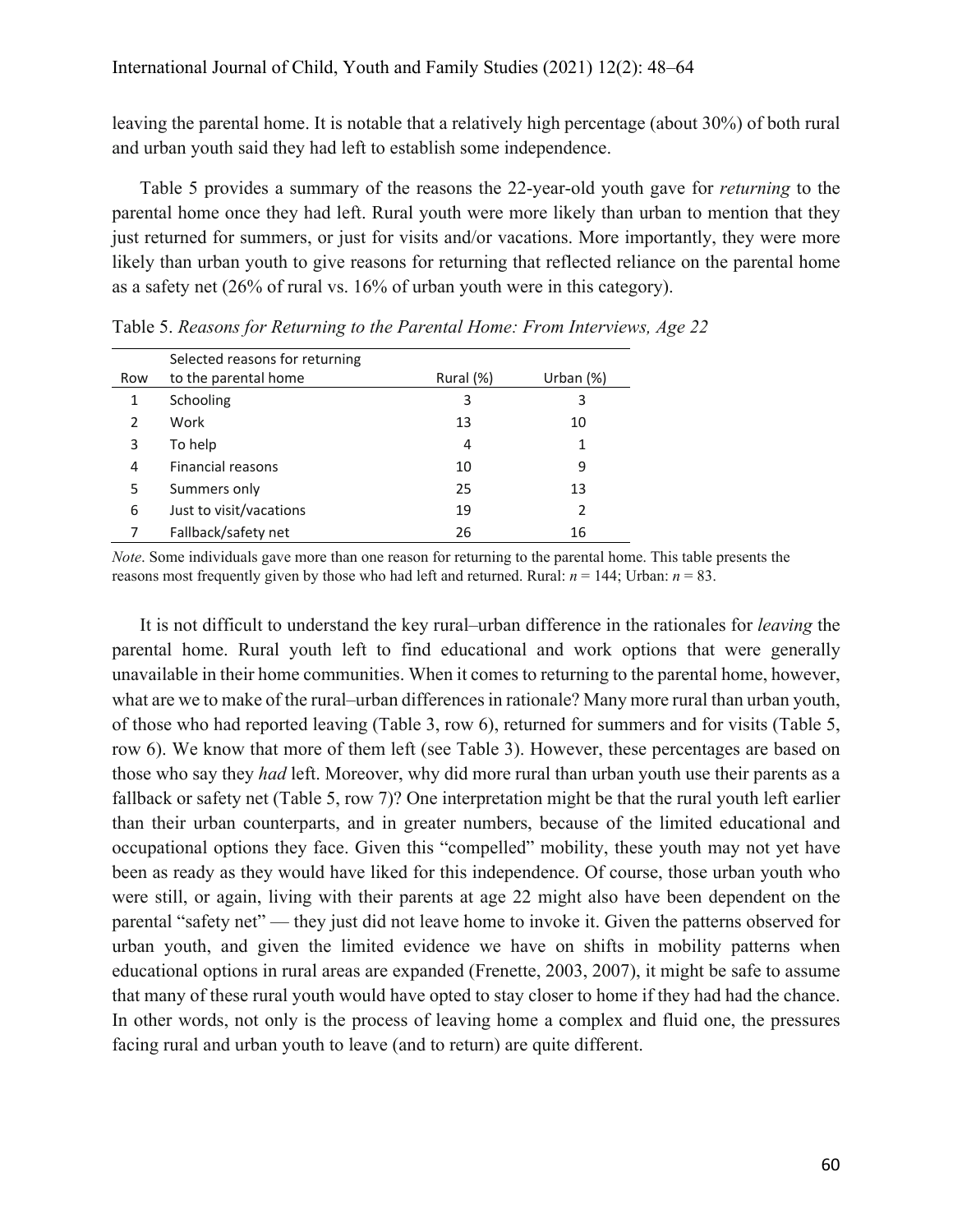leaving the parental home. It is notable that a relatively high percentage (about 30%) of both rural and urban youth said they had left to establish some independence.

Table 5 provides a summary of the reasons the 22-year-old youth gave for *returning* to the parental home once they had left. Rural youth were more likely than urban to mention that they just returned for summers, or just for visits and/or vacations. More importantly, they were more likely than urban youth to give reasons for returning that reflected reliance on the parental home as a safety net (26% of rural vs. 16% of urban youth were in this category).

Table 5. *Reasons for Returning to the Parental Home: From Interviews, Age 22*

| Row | Selected reasons for returning to the parental home | Rural (%) | Urban (%) |
|---|---|---|---|
| 1 | Schooling | 3 | 3 |
| 2 | Work | 13 | 10 |
| 3 | To help | 4 | 1 |
| 4 | Financial reasons | 10 | 9 |
| 5 | Summers only | 25 | 13 |
| 6 | Just to visit/vacations | 19 | 2 |
| 7 | Fallback/safety net | 26 | 16 |

*Note*. Some individuals gave more than one reason for returning to the parental home. This table presents the reasons most frequently given by those who had left and returned. Rural: *n* = 144; Urban: *n* = 83.

It is not difficult to understand the key rural–urban difference in the rationales for *leaving* the parental home. Rural youth left to find educational and work options that were generally unavailable in their home communities. When it comes to returning to the parental home, however, what are we to make of the rural–urban differences in rationale? Many more rural than urban youth, of those who had reported leaving (Table 3, row 6), returned for summers and for visits (Table 5, row 6). We know that more of them left (see Table 3). However, these percentages are based on those who say they *had* left. Moreover, why did more rural than urban youth use their parents as a fallback or safety net (Table 5, row 7)? One interpretation might be that the rural youth left earlier than their urban counterparts, and in greater numbers, because of the limited educational and occupational options they face. Given this "compelled" mobility, these youth may not yet have been as ready as they would have liked for this independence. Of course, those urban youth who were still, or again, living with their parents at age 22 might also have been dependent on the parental "safety net" — they just did not leave home to invoke it. Given the patterns observed for urban youth, and given the limited evidence we have on shifts in mobility patterns when educational options in rural areas are expanded (Frenette, 2003, 2007), it might be safe to assume that many of these rural youth would have opted to stay closer to home if they had had the chance. In other words, not only is the process of leaving home a complex and fluid one, the pressures facing rural and urban youth to leave (and to return) are quite different.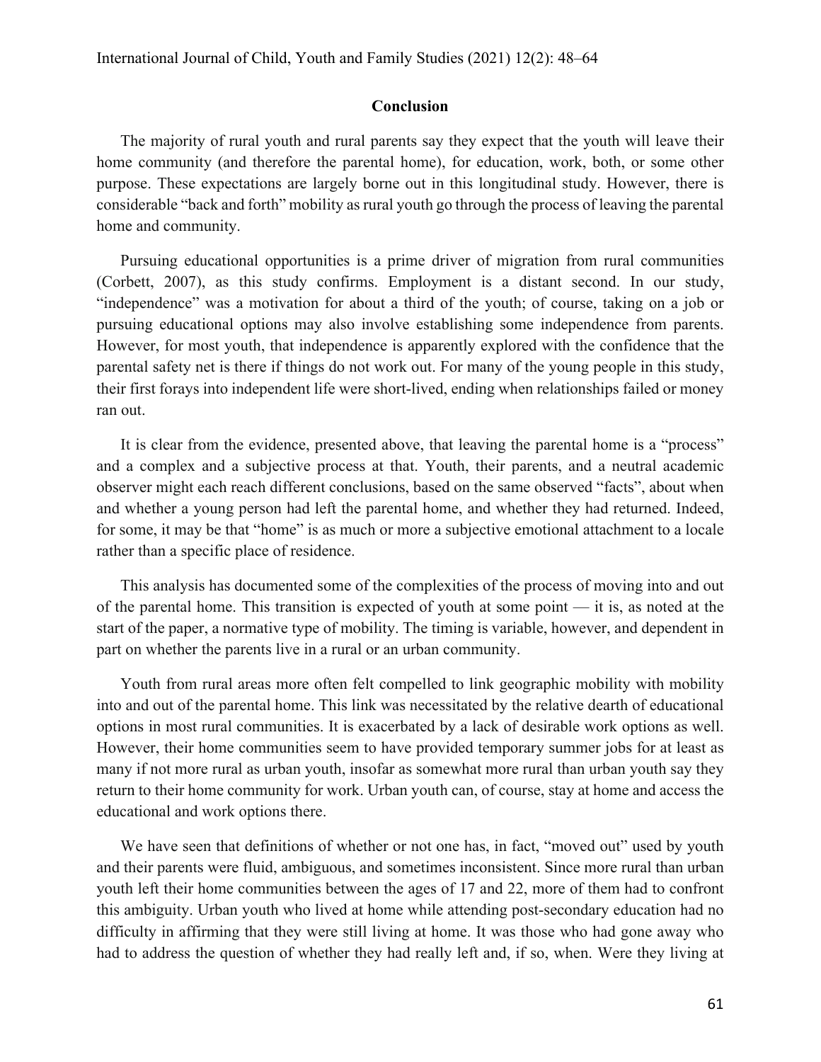## Conclusion

The majority of rural youth and rural parents say they expect that the youth will leave their home community (and therefore the parental home), for education, work, both, or some other purpose. These expectations are largely borne out in this longitudinal study. However, there is considerable "back and forth" mobility as rural youth go through the process of leaving the parental home and community.

Pursuing educational opportunities is a prime driver of migration from rural communities (Corbett, 2007), as this study confirms. Employment is a distant second. In our study, "independence" was a motivation for about a third of the youth; of course, taking on a job or pursuing educational options may also involve establishing some independence from parents. However, for most youth, that independence is apparently explored with the confidence that the parental safety net is there if things do not work out. For many of the young people in this study, their first forays into independent life were short-lived, ending when relationships failed or money ran out.

It is clear from the evidence, presented above, that leaving the parental home is a "process" and a complex and a subjective process at that. Youth, their parents, and a neutral academic observer might each reach different conclusions, based on the same observed "facts", about when and whether a young person had left the parental home, and whether they had returned. Indeed, for some, it may be that "home" is as much or more a subjective emotional attachment to a locale rather than a specific place of residence.

This analysis has documented some of the complexities of the process of moving into and out of the parental home. This transition is expected of youth at some point — it is, as noted at the start of the paper, a normative type of mobility. The timing is variable, however, and dependent in part on whether the parents live in a rural or an urban community.

Youth from rural areas more often felt compelled to link geographic mobility with mobility into and out of the parental home. This link was necessitated by the relative dearth of educational options in most rural communities. It is exacerbated by a lack of desirable work options as well. However, their home communities seem to have provided temporary summer jobs for at least as many if not more rural as urban youth, insofar as somewhat more rural than urban youth say they return to their home community for work. Urban youth can, of course, stay at home and access the educational and work options there.

We have seen that definitions of whether or not one has, in fact, "moved out" used by youth and their parents were fluid, ambiguous, and sometimes inconsistent. Since more rural than urban youth left their home communities between the ages of 17 and 22, more of them had to confront this ambiguity. Urban youth who lived at home while attending post-secondary education had no difficulty in affirming that they were still living at home. It was those who had gone away who had to address the question of whether they had really left and, if so, when. Were they living at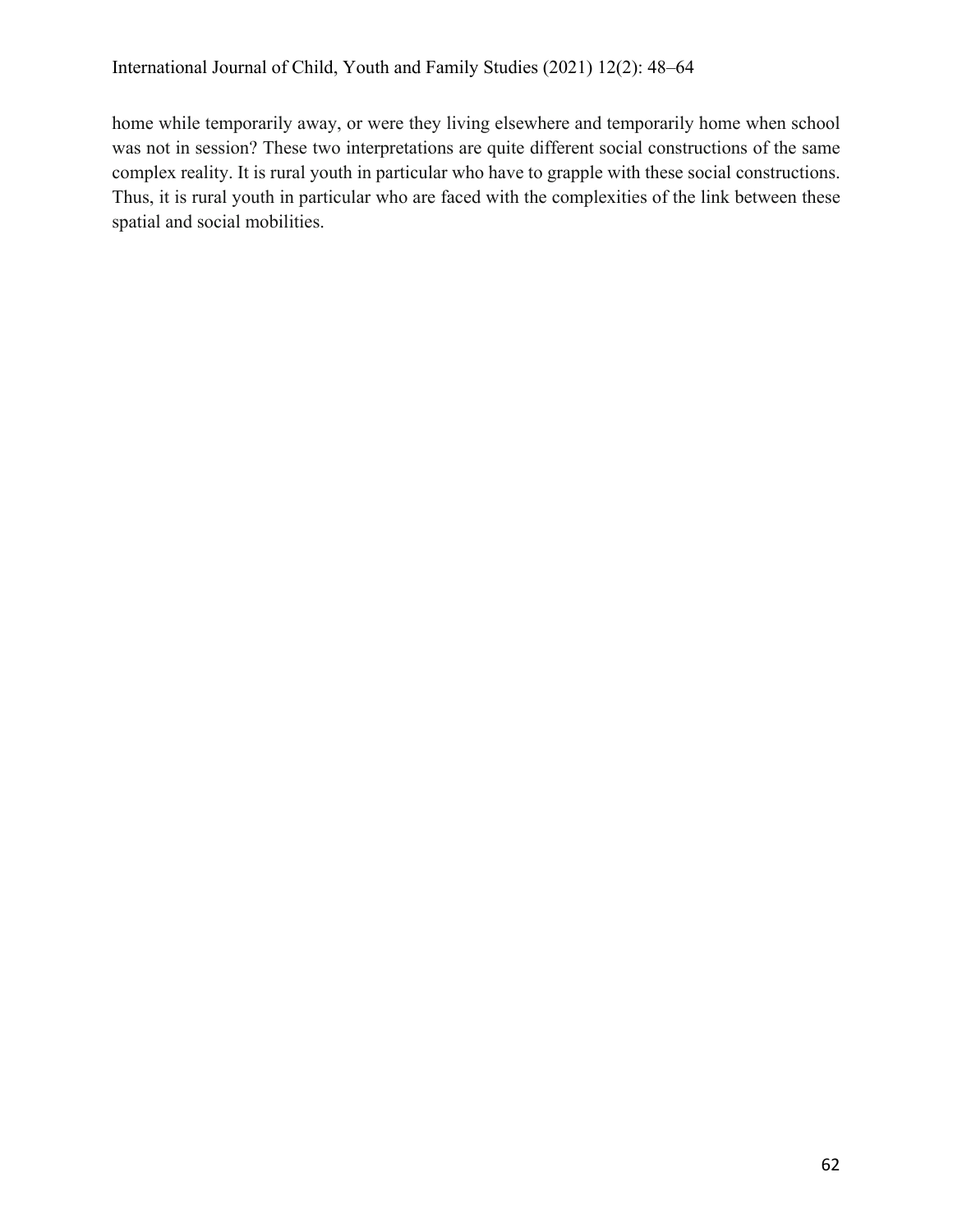home while temporarily away, or were they living elsewhere and temporarily home when school was not in session? These two interpretations are quite different social constructions of the same complex reality. It is rural youth in particular who have to grapple with these social constructions. Thus, it is rural youth in particular who are faced with the complexities of the link between these spatial and social mobilities.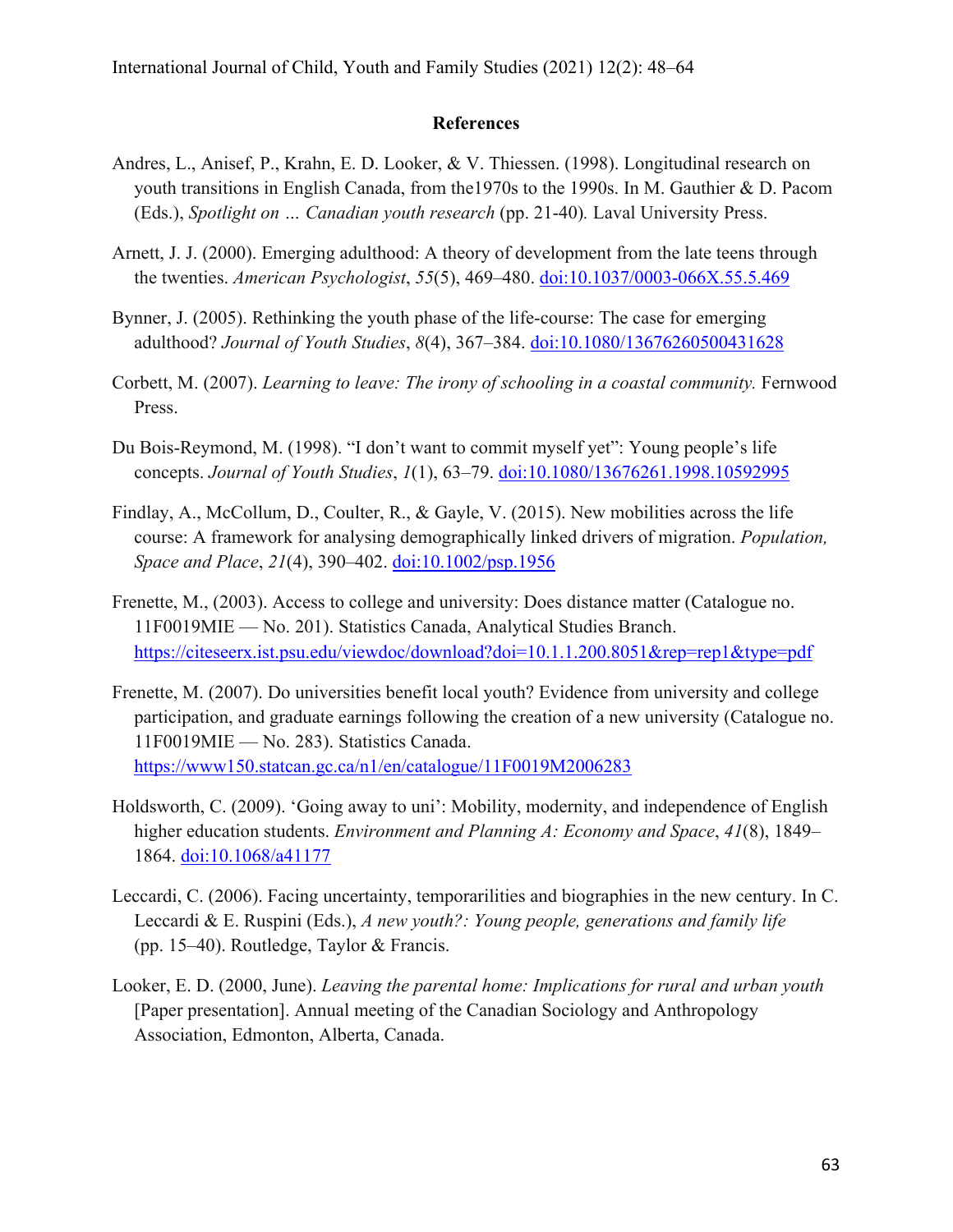## References

Andres, L., Anisef, P., Krahn, E. D. Looker, & V. Thiessen. (1998). Longitudinal research on youth transitions in English Canada, from the1970s to the 1990s. In M. Gauthier & D. Pacom (Eds.), *Spotlight on … Canadian youth research* (pp. 21-40). Laval University Press.

Arnett, J. J. (2000). Emerging adulthood: A theory of development from the late teens through the twenties. *American Psychologist*, *55*(5), 469–480. doi:10.1037/0003-066X.55.5.469

Bynner, J. (2005). Rethinking the youth phase of the life-course: The case for emerging adulthood? *Journal of Youth Studies*, *8*(4), 367–384. doi:10.1080/13676260500431628

Corbett, M. (2007). *Learning to leave: The irony of schooling in a coastal community.* Fernwood Press.

Du Bois-Reymond, M. (1998). "I don't want to commit myself yet": Young people's life concepts. *Journal of Youth Studies*, *1*(1), 63–79. doi:10.1080/13676261.1998.10592995

Findlay, A., McCollum, D., Coulter, R., & Gayle, V. (2015). New mobilities across the life course: A framework for analysing demographically linked drivers of migration. *Population, Space and Place*, *21*(4), 390–402. doi:10.1002/psp.1956

Frenette, M., (2003). Access to college and university: Does distance matter (Catalogue no. 11F0019MIE — No. 201). Statistics Canada, Analytical Studies Branch. https://citeseerx.ist.psu.edu/viewdoc/download?doi=10.1.1.200.8051&rep=rep1&type=pdf

Frenette, M. (2007). Do universities benefit local youth? Evidence from university and college participation, and graduate earnings following the creation of a new university (Catalogue no. 11F0019MIE — No. 283). Statistics Canada. https://www150.statcan.gc.ca/n1/en/catalogue/11F0019M2006283

Holdsworth, C. (2009). 'Going away to uni': Mobility, modernity, and independence of English higher education students. *Environment and Planning A: Economy and Space*, *41*(8), 1849–1864. doi:10.1068/a41177

Leccardi, C. (2006). Facing uncertainty, temporarilities and biographies in the new century. In C. Leccardi & E. Ruspini (Eds.), *A new youth?: Young people, generations and family life* (pp. 15–40). Routledge, Taylor & Francis.

Looker, E. D. (2000, June). *Leaving the parental home: Implications for rural and urban youth* [Paper presentation]. Annual meeting of the Canadian Sociology and Anthropology Association, Edmonton, Alberta, Canada.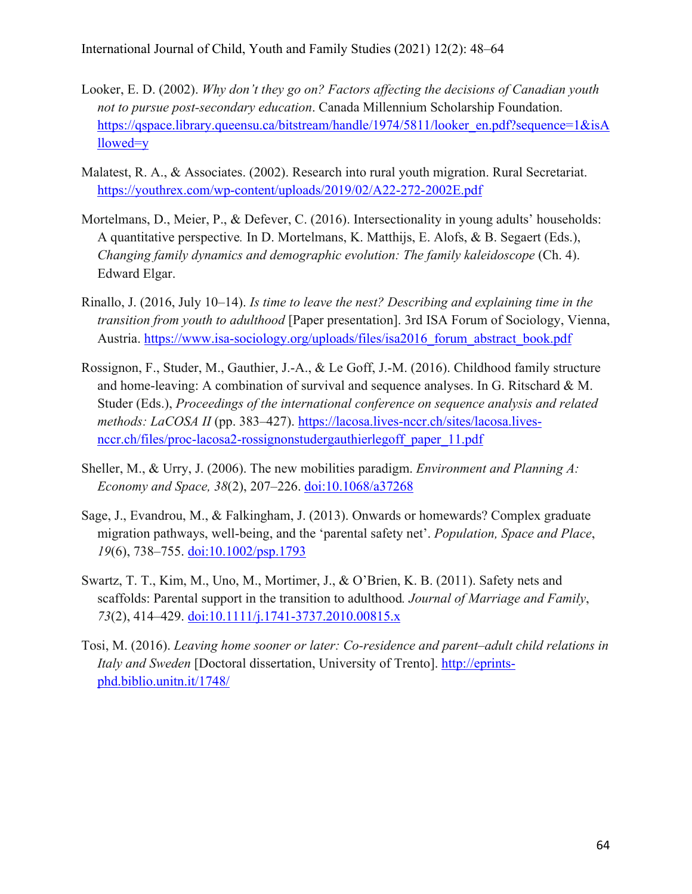Looker, E. D. (2002). *Why don't they go on? Factors affecting the decisions of Canadian youth not to pursue post-secondary education*. Canada Millennium Scholarship Foundation. https://qspace.library.queensu.ca/bitstream/handle/1974/5811/looker_en.pdf?sequence=1&isAllowed=y

Malatest, R. A., & Associates. (2002). Research into rural youth migration. Rural Secretariat. https://youthrex.com/wp-content/uploads/2019/02/A22-272-2002E.pdf

Mortelmans, D., Meier, P., & Defever, C. (2016). Intersectionality in young adults' households: A quantitative perspective*.* In D. Mortelmans, K. Matthijs, E. Alofs, & B. Segaert (Eds.), *Changing family dynamics and demographic evolution: The family kaleidoscope* (Ch. 4). Edward Elgar.

Rinallo, J. (2016, July 10–14). *Is time to leave the nest? Describing and explaining time in the transition from youth to adulthood* [Paper presentation]. 3rd ISA Forum of Sociology, Vienna, Austria. https://www.isa-sociology.org/uploads/files/isa2016_forum_abstract_book.pdf

Rossignon, F., Studer, M., Gauthier, J.-A., & Le Goff, J.-M. (2016). Childhood family structure and home-leaving: A combination of survival and sequence analyses. In G. Ritschard & M. Studer (Eds.), *Proceedings of the international conference on sequence analysis and related methods: LaCOSA II* (pp. 383–427). https://lacosa.lives-nccr.ch/sites/lacosa.lives-nccr.ch/files/proc-lacosa2-rossignonstudergauthierlegoff_paper_11.pdf

Sheller, M., & Urry, J. (2006). The new mobilities paradigm. *Environment and Planning A: Economy and Space, 38*(2), 207–226. doi:10.1068/a37268

Sage, J., Evandrou, M., & Falkingham, J. (2013). Onwards or homewards? Complex graduate migration pathways, well-being, and the 'parental safety net'. *Population, Space and Place*, *19*(6), 738–755. doi:10.1002/psp.1793

Swartz, T. T., Kim, M., Uno, M., Mortimer, J., & O'Brien, K. B. (2011). Safety nets and scaffolds: Parental support in the transition to adulthood*. Journal of Marriage and Family*, *73*(2), 414–429. doi:10.1111/j.1741-3737.2010.00815.x

Tosi, M. (2016). *Leaving home sooner or later: Co-residence and parent–adult child relations in Italy and Sweden* [Doctoral dissertation, University of Trento]. http://eprints-phd.biblio.unitn.it/1748/